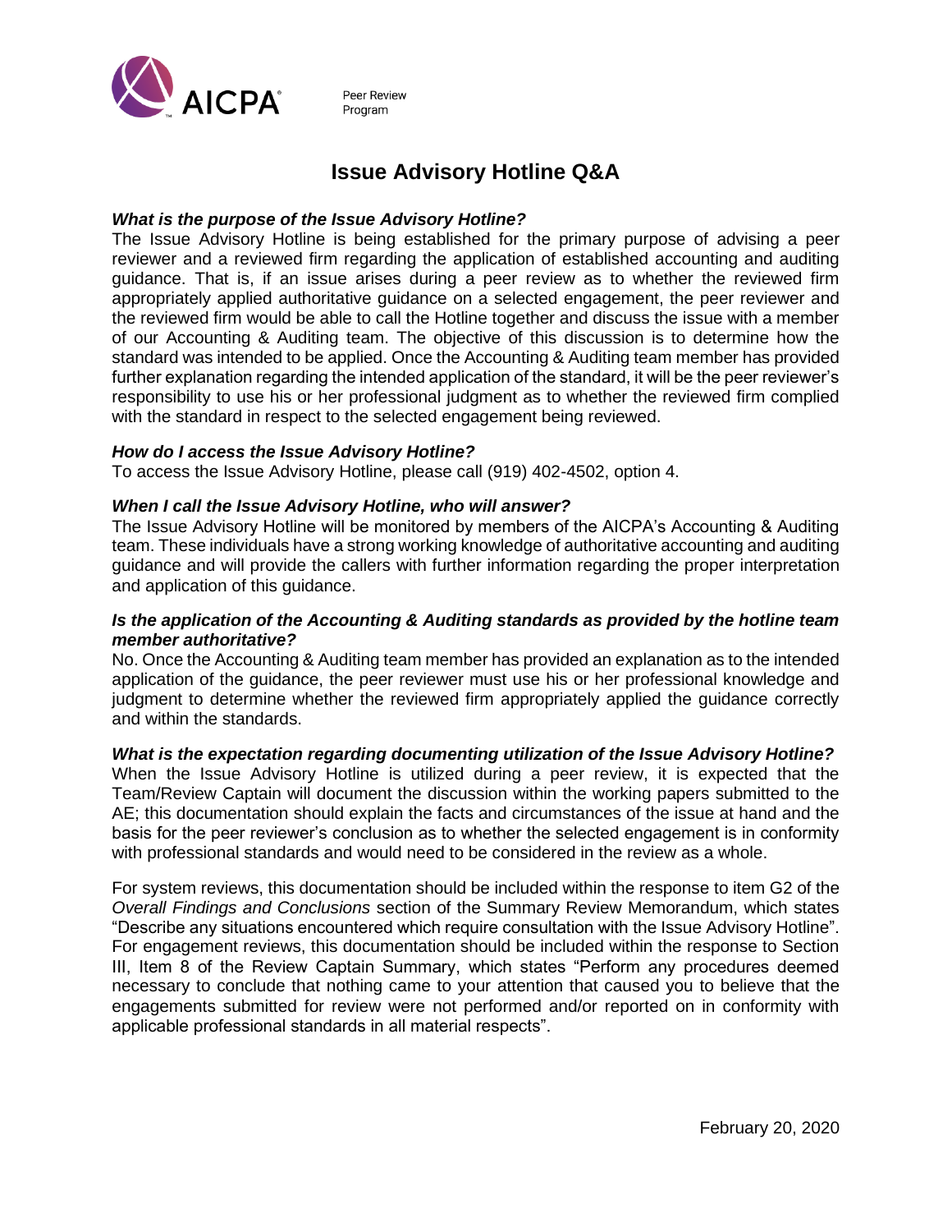AICPA Peer Review Program

# Issue Advisory Hotline Q&A

***What is the purpose of the Issue Advisory Hotline?***

The Issue Advisory Hotline is being established for the primary purpose of advising a peer reviewer and a reviewed firm regarding the application of established accounting and auditing guidance. That is, if an issue arises during a peer review as to whether the reviewed firm appropriately applied authoritative guidance on a selected engagement, the peer reviewer and the reviewed firm would be able to call the Hotline together and discuss the issue with a member of our Accounting & Auditing team. The objective of this discussion is to determine how the standard was intended to be applied. Once the Accounting & Auditing team member has provided further explanation regarding the intended application of the standard, it will be the peer reviewer's responsibility to use his or her professional judgment as to whether the reviewed firm complied with the standard in respect to the selected engagement being reviewed.

***How do I access the Issue Advisory Hotline?***

To access the Issue Advisory Hotline, please call (919) 402-4502, option 4.

***When I call the Issue Advisory Hotline, who will answer?***

The Issue Advisory Hotline will be monitored by members of the AICPA's Accounting & Auditing team. These individuals have a strong working knowledge of authoritative accounting and auditing guidance and will provide the callers with further information regarding the proper interpretation and application of this guidance.

***Is the application of the Accounting & Auditing standards as provided by the hotline team member authoritative?***

No. Once the Accounting & Auditing team member has provided an explanation as to the intended application of the guidance, the peer reviewer must use his or her professional knowledge and judgment to determine whether the reviewed firm appropriately applied the guidance correctly and within the standards.

***What is the expectation regarding documenting utilization of the Issue Advisory Hotline?***

When the Issue Advisory Hotline is utilized during a peer review, it is expected that the Team/Review Captain will document the discussion within the working papers submitted to the AE; this documentation should explain the facts and circumstances of the issue at hand and the basis for the peer reviewer's conclusion as to whether the selected engagement is in conformity with professional standards and would need to be considered in the review as a whole.

For system reviews, this documentation should be included within the response to item G2 of the *Overall Findings and Conclusions* section of the Summary Review Memorandum, which states "Describe any situations encountered which require consultation with the Issue Advisory Hotline". For engagement reviews, this documentation should be included within the response to Section III, Item 8 of the Review Captain Summary, which states "Perform any procedures deemed necessary to conclude that nothing came to your attention that caused you to believe that the engagements submitted for review were not performed and/or reported on in conformity with applicable professional standards in all material respects".

February 20, 2020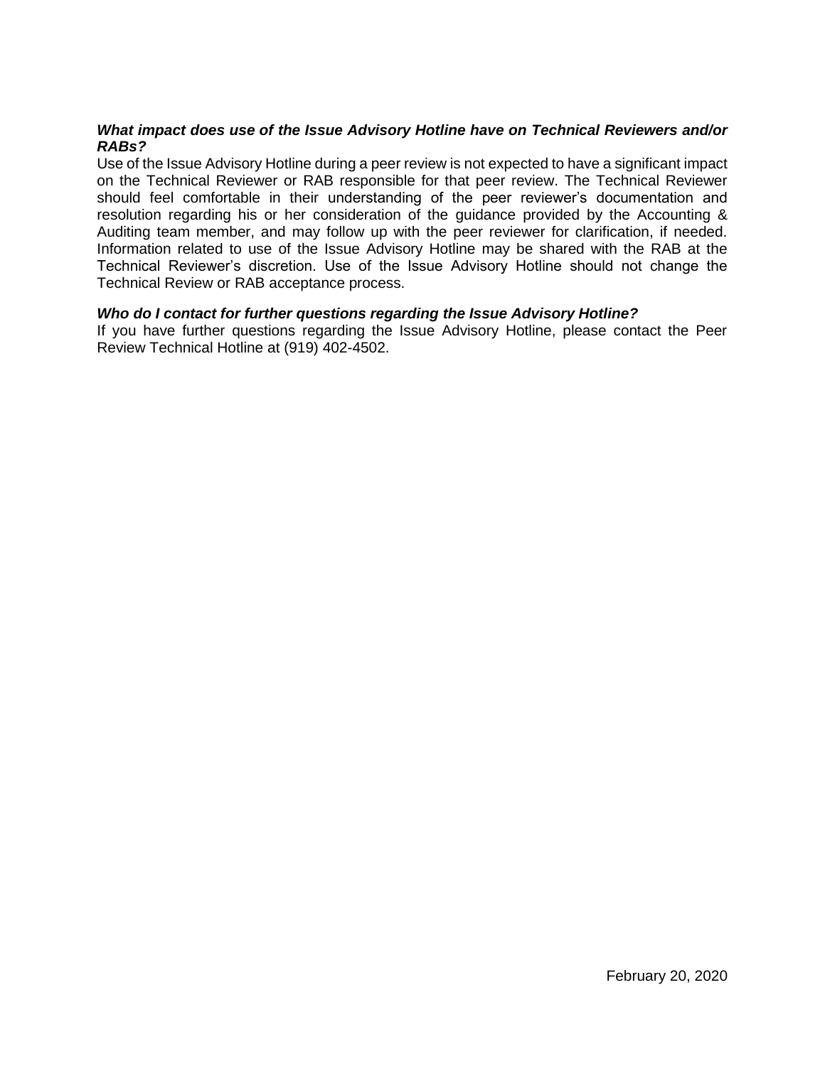***What impact does use of the Issue Advisory Hotline have on Technical Reviewers and/or RABs?***

Use of the Issue Advisory Hotline during a peer review is not expected to have a significant impact on the Technical Reviewer or RAB responsible for that peer review. The Technical Reviewer should feel comfortable in their understanding of the peer reviewer's documentation and resolution regarding his or her consideration of the guidance provided by the Accounting & Auditing team member, and may follow up with the peer reviewer for clarification, if needed. Information related to use of the Issue Advisory Hotline may be shared with the RAB at the Technical Reviewer's discretion. Use of the Issue Advisory Hotline should not change the Technical Review or RAB acceptance process.

***Who do I contact for further questions regarding the Issue Advisory Hotline?***

If you have further questions regarding the Issue Advisory Hotline, please contact the Peer Review Technical Hotline at (919) 402-4502.

February 20, 2020